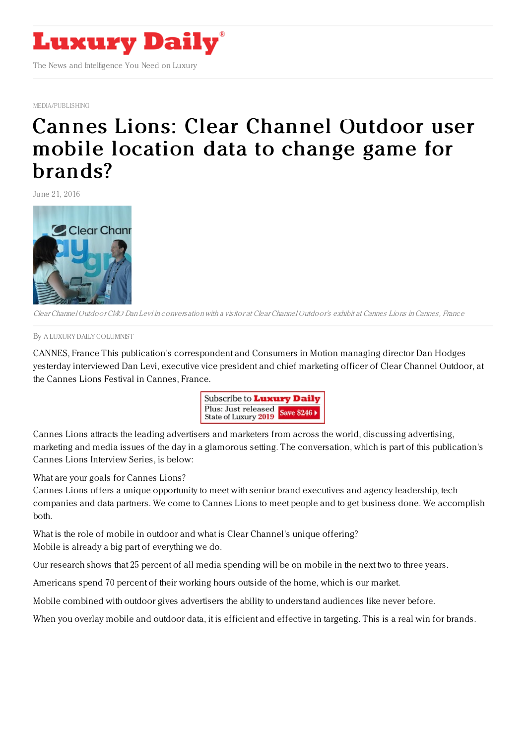# Luxury Daily

The News and Intelligence You Need on Luxury

MEDIA/PUBLISHING

# Cannes Lions: Clear Channel Outdoor user mobile location data to change game for brands?

June 21, 2016

*Clear Channel Outdoor CMO Dan Levi in conversation with a visitor at Clear Channel Outdoor's exhibit at Cannes Lions in Cannes, France*

By A LUXURY DAILY COLUMNIST

CANNES, France This publication's correspondent and Consumers in Motion managing director Dan Hodges yesterday interviewed Dan Levi, executive vice president and chief marketing officer of Clear Channel Outdoor, at the Cannes Lions Festival in Cannes, France.

Cannes Lions attracts the leading advertisers and marketers from across the world, discussing advertising, marketing and media issues of the day in a glamorous setting. The conversation, which is part of this publication's Cannes Lions Interview Series, is below:

What are your goals for Cannes Lions?
Cannes Lions offers a unique opportunity to meet with senior brand executives and agency leadership, tech companies and data partners. We come to Cannes Lions to meet people and to get business done. We accomplish both.

What is the role of mobile in outdoor and what is Clear Channel's unique offering?
Mobile is already a big part of everything we do.

Our research shows that 25 percent of all media spending will be on mobile in the next two to three years.

Americans spend 70 percent of their working hours outside of the home, which is our market.

Mobile combined with outdoor gives advertisers the ability to understand audiences like never before.

When you overlay mobile and outdoor data, it is efficient and effective in targeting. This is a real win for brands.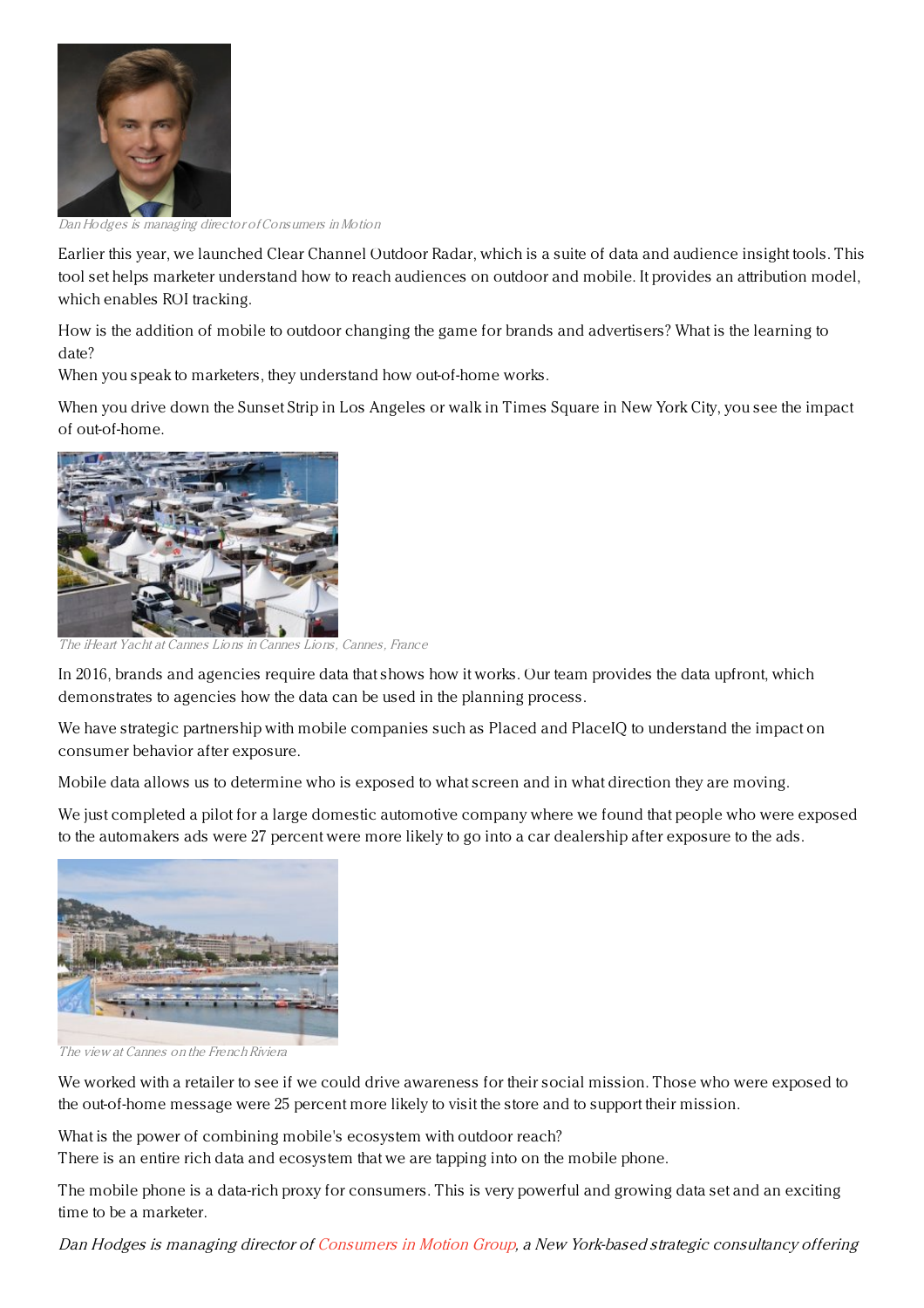Dan Hodges is managing director of Consumers in Motion

Earlier this year, we launched Clear Channel Outdoor Radar, which is a suite of data and audience insight tools. This tool set helps marketer understand how to reach audiences on outdoor and mobile. It provides an attribution model, which enables ROI tracking.

How is the addition of mobile to outdoor changing the game for brands and advertisers? What is the learning to date?
When you speak to marketers, they understand how out-of-home works.

When you drive down the Sunset Strip in Los Angeles or walk in Times Square in New York City, you see the impact of out-of-home.

The iHeart Yacht at Cannes Lions in Cannes Lions, Cannes, France

In 2016, brands and agencies require data that shows how it works. Our team provides the data upfront, which demonstrates to agencies how the data can be used in the planning process.

We have strategic partnership with mobile companies such as Placed and PlaceIQ to understand the impact on consumer behavior after exposure.

Mobile data allows us to determine who is exposed to what screen and in what direction they are moving.

We just completed a pilot for a large domestic automotive company where we found that people who were exposed to the automakers ads were 27 percent were more likely to go into a car dealership after exposure to the ads.

The view at Cannes on the French Riviera

We worked with a retailer to see if we could drive awareness for their social mission. Those who were exposed to the out-of-home message were 25 percent more likely to visit the store and to support their mission.

What is the power of combining mobile's ecosystem with outdoor reach?
There is an entire rich data and ecosystem that we are tapping into on the mobile phone.

The mobile phone is a data-rich proxy for consumers. This is very powerful and growing data set and an exciting time to be a marketer.

*Dan Hodges is managing director of Consumers in Motion Group, a New York-based strategic consultancy offering*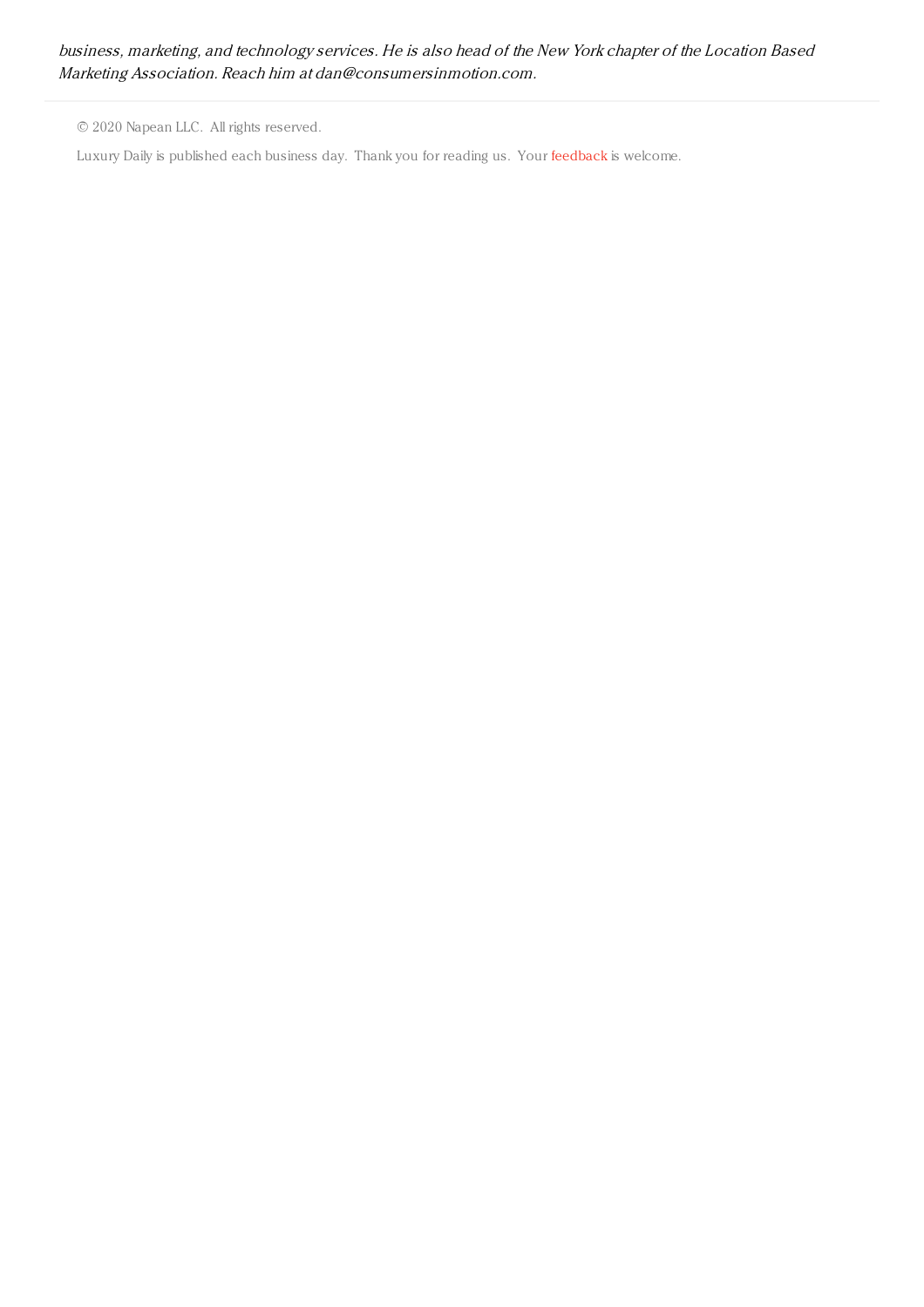*business, marketing, and technology services. He is also head of the New York chapter of the Location Based Marketing Association. Reach him at dan@consumersinmotion.com.*

---

© 2020 Napean LLC. All rights reserved.

Luxury Daily is published each business day. Thank you for reading us. Your feedback is welcome.